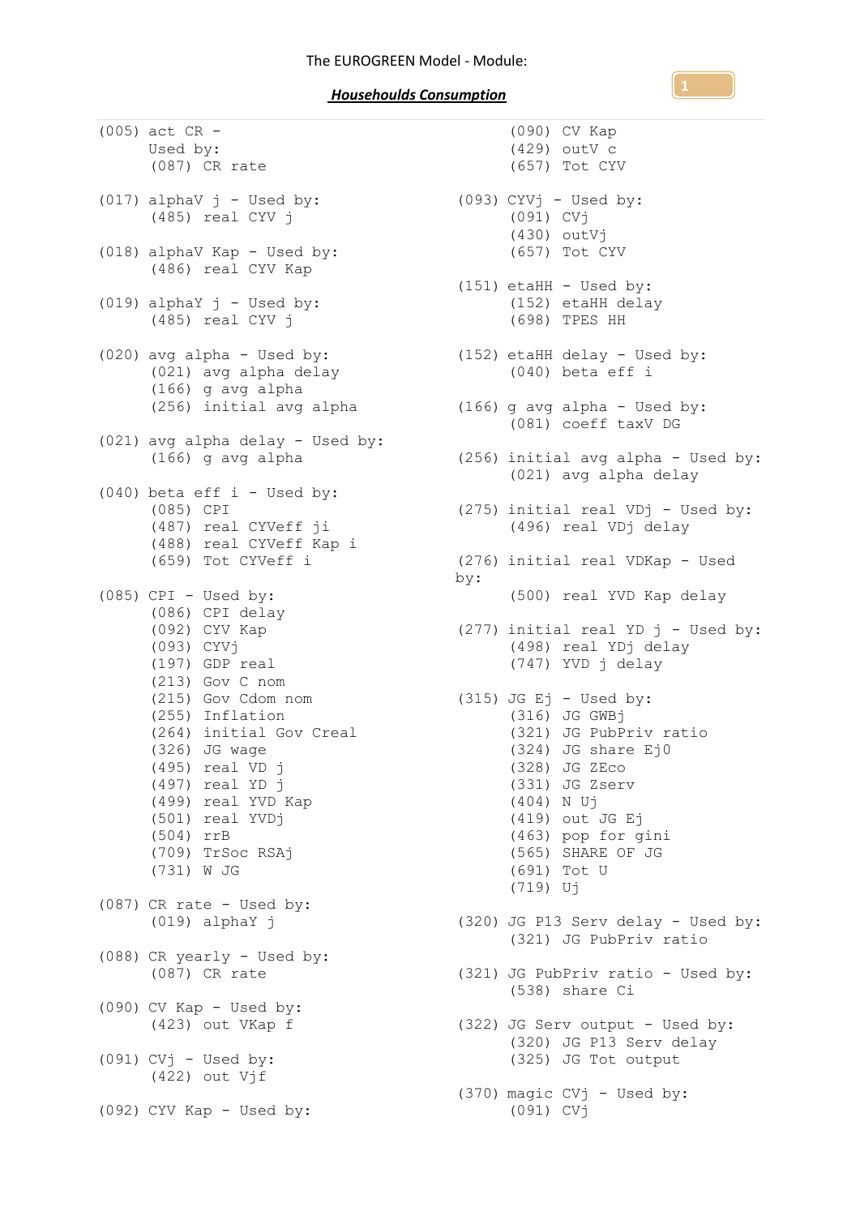The EUROGREEN Model - Module:

***Househoulds Consumption***

```
(005) act CR -
      Used by:
      (087) CR rate

(017) alphaV j - Used by:
      (485) real CYV j

(018) alphaV Kap - Used by:
      (486) real CYV Kap

(019) alphaY j - Used by:
      (485) real CYV j

(020) avg alpha - Used by:
      (021) avg alpha delay
      (166) g avg alpha
      (256) initial avg alpha

(021) avg alpha delay - Used by:
      (166) g avg alpha

(040) beta eff i - Used by:
      (085) CPI
      (487) real CYVeff ji
      (488) real CYVeff Kap i
      (659) Tot CYVeff i

(085) CPI - Used by:
      (086) CPI delay
      (092) CYV Kap
      (093) CYVj
      (197) GDP real
      (213) Gov C nom
      (215) Gov Cdom nom
      (255) Inflation
      (264) initial Gov Creal
      (326) JG wage
      (495) real VD j
      (497) real YD j
      (499) real YVD Kap
      (501) real YVDj
      (504) rrB
      (709) TrSoc RSAj
      (731) W JG

(087) CR rate - Used by:
      (019) alphaY j

(088) CR yearly - Used by:
      (087) CR rate

(090) CV Kap - Used by:
      (423) out VKap f

(091) CVj - Used by:
      (422) out Vjf

(092) CYV Kap - Used by:
      (090) CV Kap
      (429) outV c
      (657) Tot CYV

(093) CYVj - Used by:
      (091) CVj
      (430) outVj
      (657) Tot CYV

(151) etaHH - Used by:
      (152) etaHH delay
      (698) TPES HH

(152) etaHH delay - Used by:
      (040) beta eff i

(166) g avg alpha - Used by:
      (081) coeff taxV DG

(256) initial avg alpha - Used by:
      (021) avg alpha delay

(275) initial real VDj - Used by:
      (496) real VDj delay

(276) initial real VDKap - Used
by:
      (500) real YVD Kap delay

(277) initial real YD j - Used by:
      (498) real YDj delay
      (747) YVD j delay

(315) JG Ej - Used by:
      (316) JG GWBj
      (321) JG PubPriv ratio
      (324) JG share Ej0
      (328) JG ZEco
      (331) JG Zserv
      (404) N Uj
      (419) out JG Ej
      (463) pop for gini
      (565) SHARE OF JG
      (691) Tot U
      (719) Uj

(320) JG P13 Serv delay - Used by:
      (321) JG PubPriv ratio

(321) JG PubPriv ratio - Used by:
      (538) share Ci

(322) JG Serv output - Used by:
      (320) JG P13 Serv delay
      (325) JG Tot output

(370) magic CVj - Used by:
      (091) CVj
```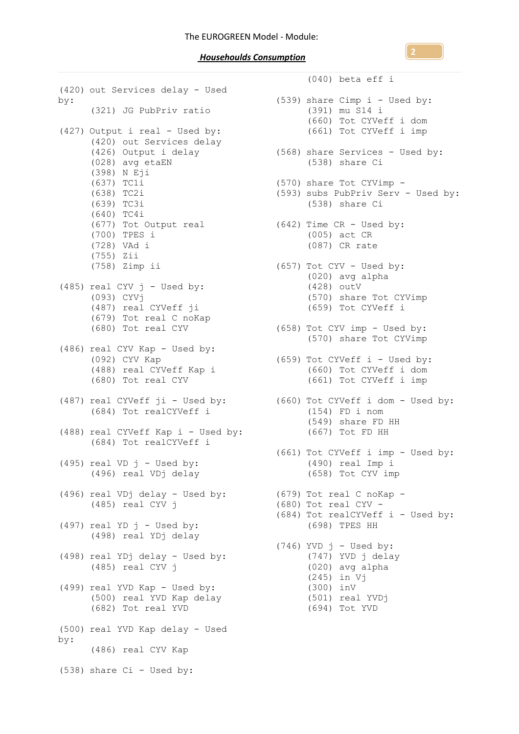(420) out Services delay - Used by:
      (321) JG PubPriv ratio

(427) Output i real - Used by:
      (420) out Services delay
      (426) Output i delay
      (028) avg etaEN
      (398) N Eji
      (637) TC1i
      (638) TC2i
      (639) TC3i
      (640) TC4i
      (677) Tot Output real
      (700) TPES i
      (728) VAd i
      (755) Zii
      (758) Zimp ii

(485) real CYV j - Used by:
      (093) CYVj
      (487) real CYVeff ji
      (679) Tot real C noKap
      (680) Tot real CYV

(486) real CYV Kap - Used by:
      (092) CYV Kap
      (488) real CYVeff Kap i
      (680) Tot real CYV

(487) real CYVeff ji - Used by:
      (684) Tot realCYVeff i

(488) real CYVeff Kap i - Used by:
      (684) Tot realCYVeff i

(495) real VD j - Used by:
      (496) real VDj delay

(496) real VDj delay - Used by:
      (485) real CYV j

(497) real YD j - Used by:
      (498) real YDj delay

(498) real YDj delay - Used by:
      (485) real CYV j

(499) real YVD Kap - Used by:
      (500) real YVD Kap delay
      (682) Tot real YVD

(500) real YVD Kap delay - Used by:
      (486) real CYV Kap

(538) share Ci - Used by:
      (040) beta eff i

(539) share Cimp i - Used by:
      (391) mu S14 i
      (660) Tot CYVeff i dom
      (661) Tot CYVeff i imp

(568) share Services - Used by:
      (538) share Ci

(570) share Tot CYVimp -
(593) subs PubPriv Serv - Used by:
      (538) share Ci

(642) Time CR - Used by:
      (005) act CR
      (087) CR rate

(657) Tot CYV - Used by:
      (020) avg alpha
      (428) outV
      (570) share Tot CYVimp
      (659) Tot CYVeff i

(658) Tot CYV imp - Used by:
      (570) share Tot CYVimp

(659) Tot CYVeff i - Used by:
      (660) Tot CYVeff i dom
      (661) Tot CYVeff i imp

(660) Tot CYVeff i dom - Used by:
      (154) FD i nom
      (549) share FD HH
      (667) Tot FD HH

(661) Tot CYVeff i imp - Used by:
      (490) real Imp i
      (658) Tot CYV imp

(679) Tot real C noKap -
(680) Tot real CYV -
(684) Tot realCYVeff i - Used by:
      (698) TPES HH

(746) YVD j - Used by:
      (747) YVD j delay
      (020) avg alpha
      (245) in Vj
      (300) inV
      (501) real YVDj
      (694) Tot YVD